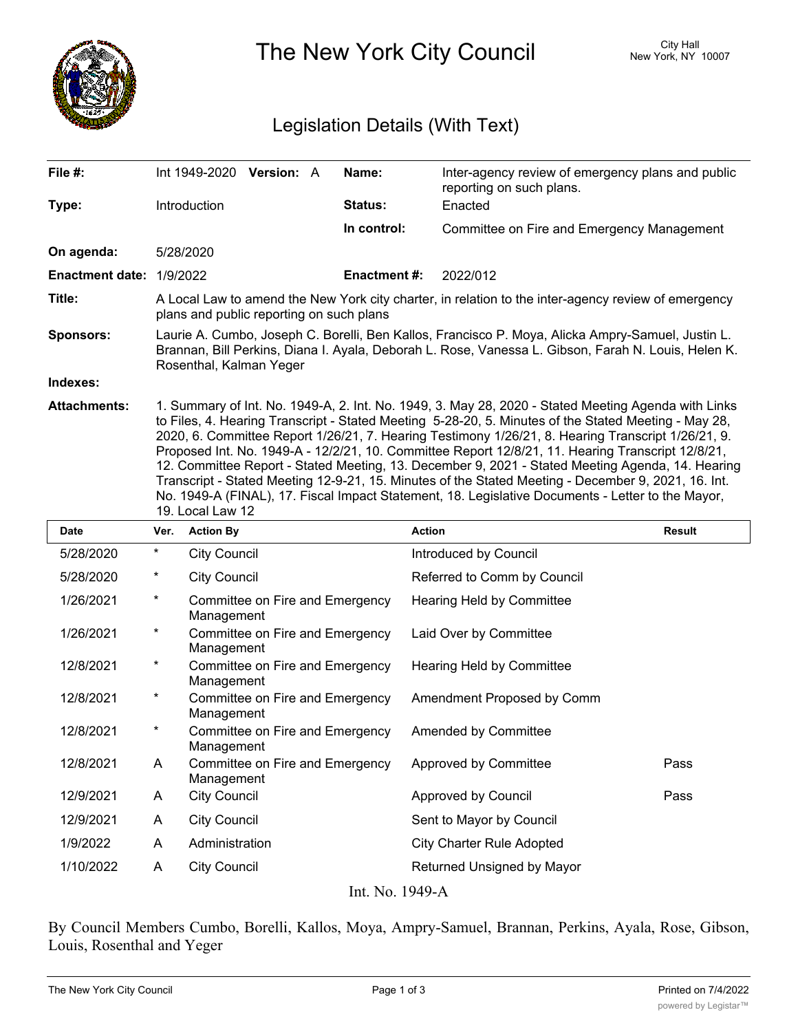# The New York City Council

City Hall
New York, NY 10007

## Legislation Details (With Text)

| | | | |
|---|---|---|---|
| **File #:** | Int 1949-2020 **Version:** A | **Name:** | Inter-agency review of emergency plans and public reporting on such plans. |
| **Type:** | Introduction | **Status:** | Enacted |
| | | **In control:** | Committee on Fire and Emergency Management |
| **On agenda:** | 5/28/2020 | | |
| **Enactment date:** | 1/9/2022 | **Enactment #:** | 2022/012 |

**Title:** A Local Law to amend the New York city charter, in relation to the inter-agency review of emergency plans and public reporting on such plans

**Sponsors:** Laurie A. Cumbo, Joseph C. Borelli, Ben Kallos, Francisco P. Moya, Alicka Ampry-Samuel, Justin L. Brannan, Bill Perkins, Diana I. Ayala, Deborah L. Rose, Vanessa L. Gibson, Farah N. Louis, Helen K. Rosenthal, Kalman Yeger

**Indexes:**

**Attachments:** 1. Summary of Int. No. 1949-A, 2. Int. No. 1949, 3. May 28, 2020 - Stated Meeting Agenda with Links to Files, 4. Hearing Transcript - Stated Meeting 5-28-20, 5. Minutes of the Stated Meeting - May 28, 2020, 6. Committee Report 1/26/21, 7. Hearing Testimony 1/26/21, 8. Hearing Transcript 1/26/21, 9. Proposed Int. No. 1949-A - 12/2/21, 10. Committee Report 12/8/21, 11. Hearing Transcript 12/8/21, 12. Committee Report - Stated Meeting, 13. December 9, 2021 - Stated Meeting Agenda, 14. Hearing Transcript - Stated Meeting 12-9-21, 15. Minutes of the Stated Meeting - December 9, 2021, 16. Int. No. 1949-A (FINAL), 17. Fiscal Impact Statement, 18. Legislative Documents - Letter to the Mayor, 19. Local Law 12

| Date | Ver. | Action By | Action | Result |
|---|---|---|---|---|
| 5/28/2020 | * | City Council | Introduced by Council | |
| 5/28/2020 | * | City Council | Referred to Comm by Council | |
| 1/26/2021 | * | Committee on Fire and Emergency Management | Hearing Held by Committee | |
| 1/26/2021 | * | Committee on Fire and Emergency Management | Laid Over by Committee | |
| 12/8/2021 | * | Committee on Fire and Emergency Management | Hearing Held by Committee | |
| 12/8/2021 | * | Committee on Fire and Emergency Management | Amendment Proposed by Comm | |
| 12/8/2021 | * | Committee on Fire and Emergency Management | Amended by Committee | |
| 12/8/2021 | A | Committee on Fire and Emergency Management | Approved by Committee | Pass |
| 12/9/2021 | A | City Council | Approved by Council | Pass |
| 12/9/2021 | A | City Council | Sent to Mayor by Council | |
| 1/9/2022 | A | Administration | City Charter Rule Adopted | |
| 1/10/2022 | A | City Council | Returned Unsigned by Mayor | |

Int. No. 1949-A

By Council Members Cumbo, Borelli, Kallos, Moya, Ampry-Samuel, Brannan, Perkins, Ayala, Rose, Gibson, Louis, Rosenthal and Yeger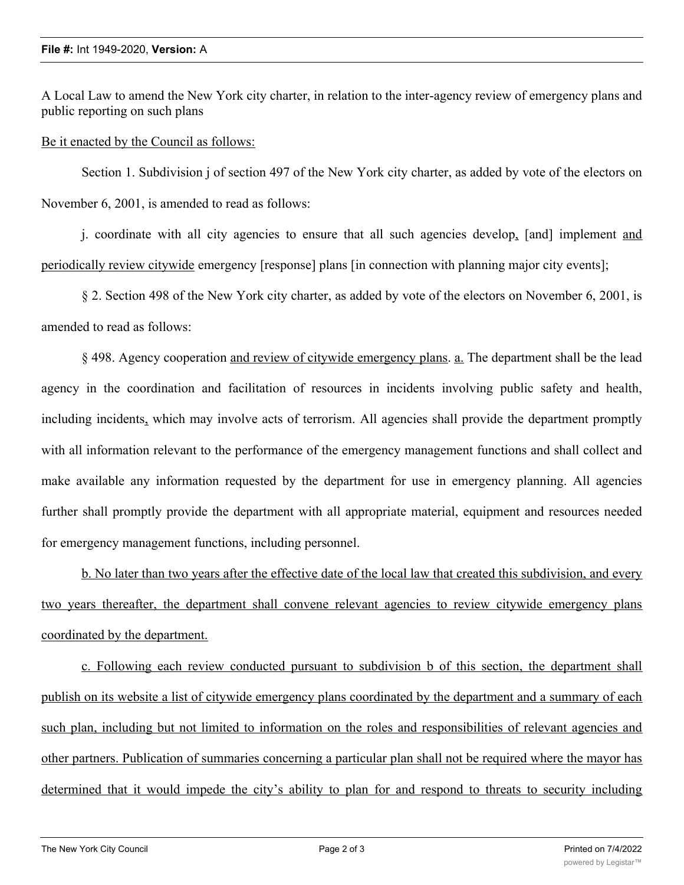A Local Law to amend the New York city charter, in relation to the inter-agency review of emergency plans and public reporting on such plans

Be it enacted by the Council as follows:

Section 1. Subdivision j of section 497 of the New York city charter, as added by vote of the electors on November 6, 2001, is amended to read as follows:

j. coordinate with all city agencies to ensure that all such agencies develop, [and] implement and periodically review citywide emergency [response] plans [in connection with planning major city events];

§ 2. Section 498 of the New York city charter, as added by vote of the electors on November 6, 2001, is amended to read as follows:

§ 498. Agency cooperation and review of citywide emergency plans. a. The department shall be the lead agency in the coordination and facilitation of resources in incidents involving public safety and health, including incidents, which may involve acts of terrorism. All agencies shall provide the department promptly with all information relevant to the performance of the emergency management functions and shall collect and make available any information requested by the department for use in emergency planning. All agencies further shall promptly provide the department with all appropriate material, equipment and resources needed for emergency management functions, including personnel.

b. No later than two years after the effective date of the local law that created this subdivision, and every two years thereafter, the department shall convene relevant agencies to review citywide emergency plans coordinated by the department.

c. Following each review conducted pursuant to subdivision b of this section, the department shall publish on its website a list of citywide emergency plans coordinated by the department and a summary of each such plan, including but not limited to information on the roles and responsibilities of relevant agencies and other partners. Publication of summaries concerning a particular plan shall not be required where the mayor has determined that it would impede the city's ability to plan for and respond to threats to security including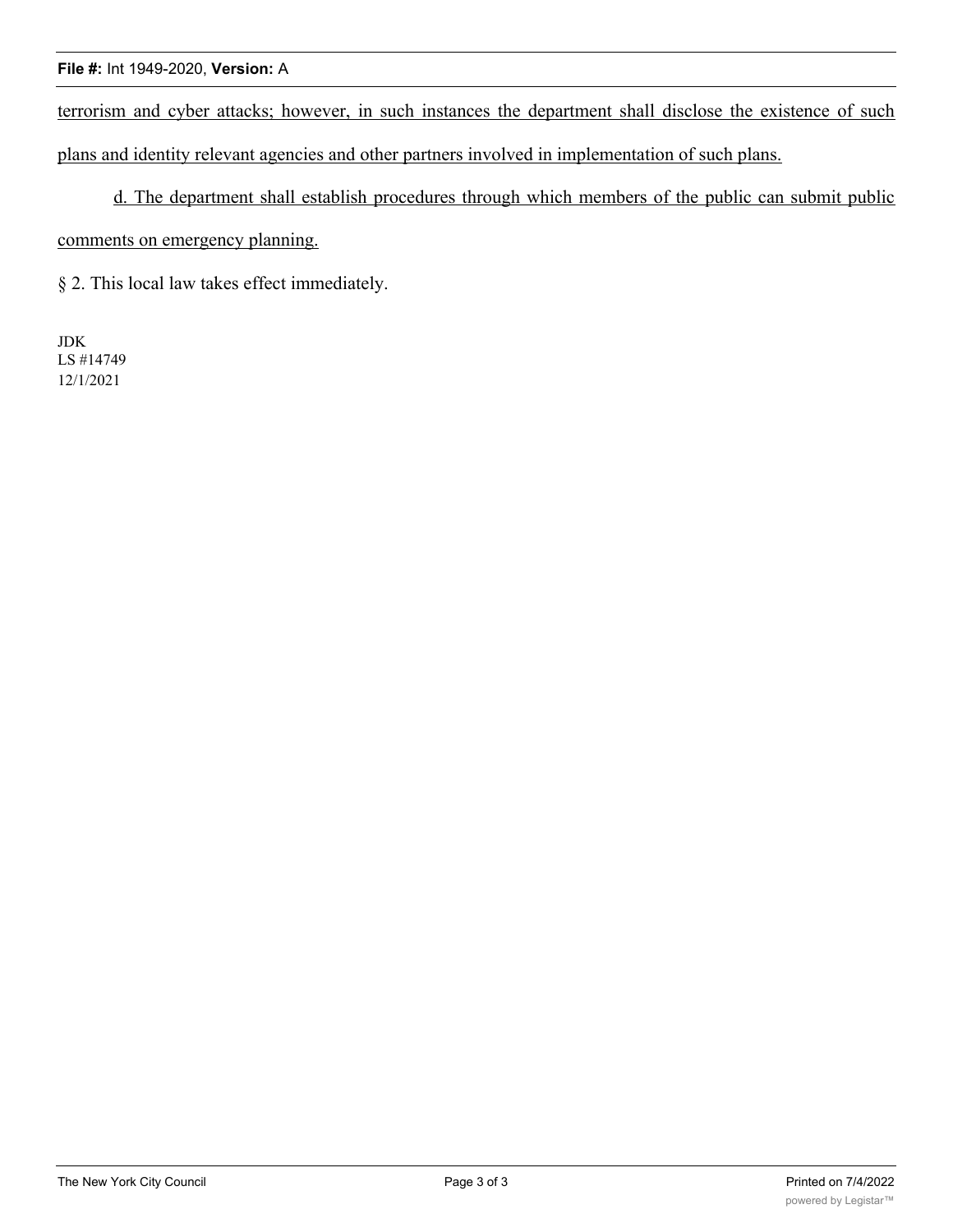terrorism and cyber attacks; however, in such instances the department shall disclose the existence of such plans and identity relevant agencies and other partners involved in implementation of such plans.

d. The department shall establish procedures through which members of the public can submit public comments on emergency planning.

§ 2. This local law takes effect immediately.

JDK
LS #14749
12/1/2021